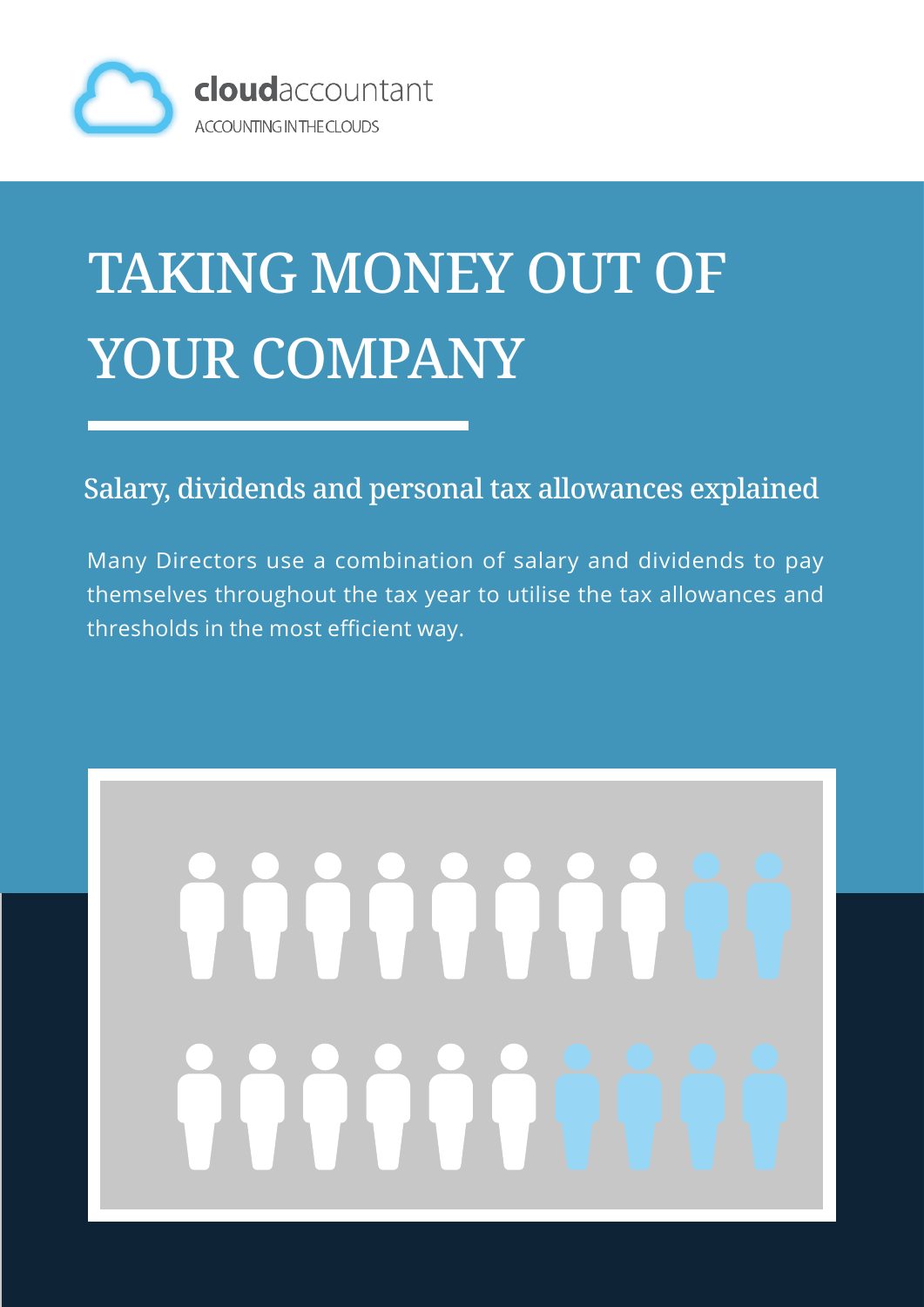**cloud**accountant

ACCOUNTING IN THE CLOUDS

# TAKING MONEY OUT OF YOUR COMPANY

## Salary, dividends and personal tax allowances explained

Many Directors use a combination of salary and dividends to pay themselves throughout the tax year to utilise the tax allowances and thresholds in the most efficient way.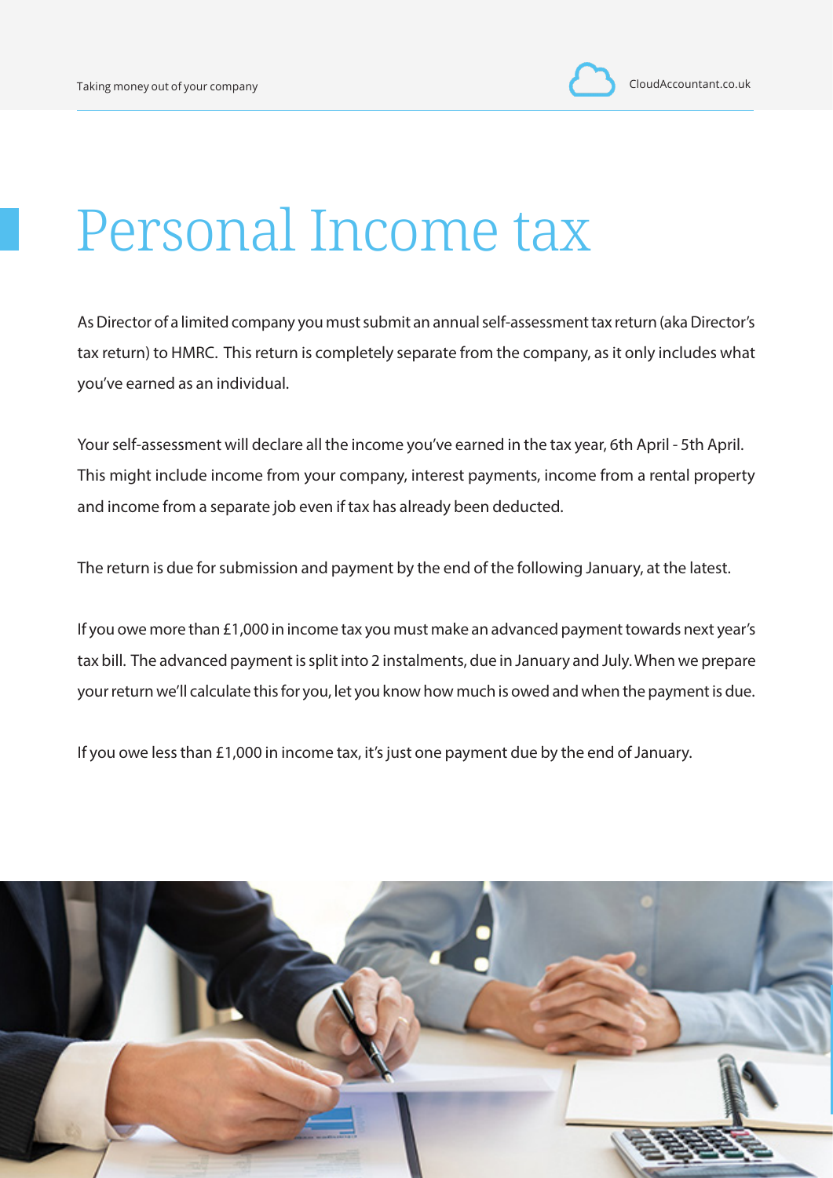# Personal Income tax

As Director of a limited company you must submit an annual self-assessment tax return (aka Director's tax return) to HMRC. This return is completely separate from the company, as it only includes what you've earned as an individual.

Your self-assessment will declare all the income you've earned in the tax year, 6th April - 5th April. This might include income from your company, interest payments, income from a rental property and income from a separate job even if tax has already been deducted.

The return is due for submission and payment by the end of the following January, at the latest.

If you owe more than £1,000 in income tax you must make an advanced payment towards next year's tax bill. The advanced payment is split into 2 instalments, due in January and July. When we prepare your return we'll calculate this for you, let you know how much is owed and when the payment is due.

If you owe less than £1,000 in income tax, it's just one payment due by the end of January.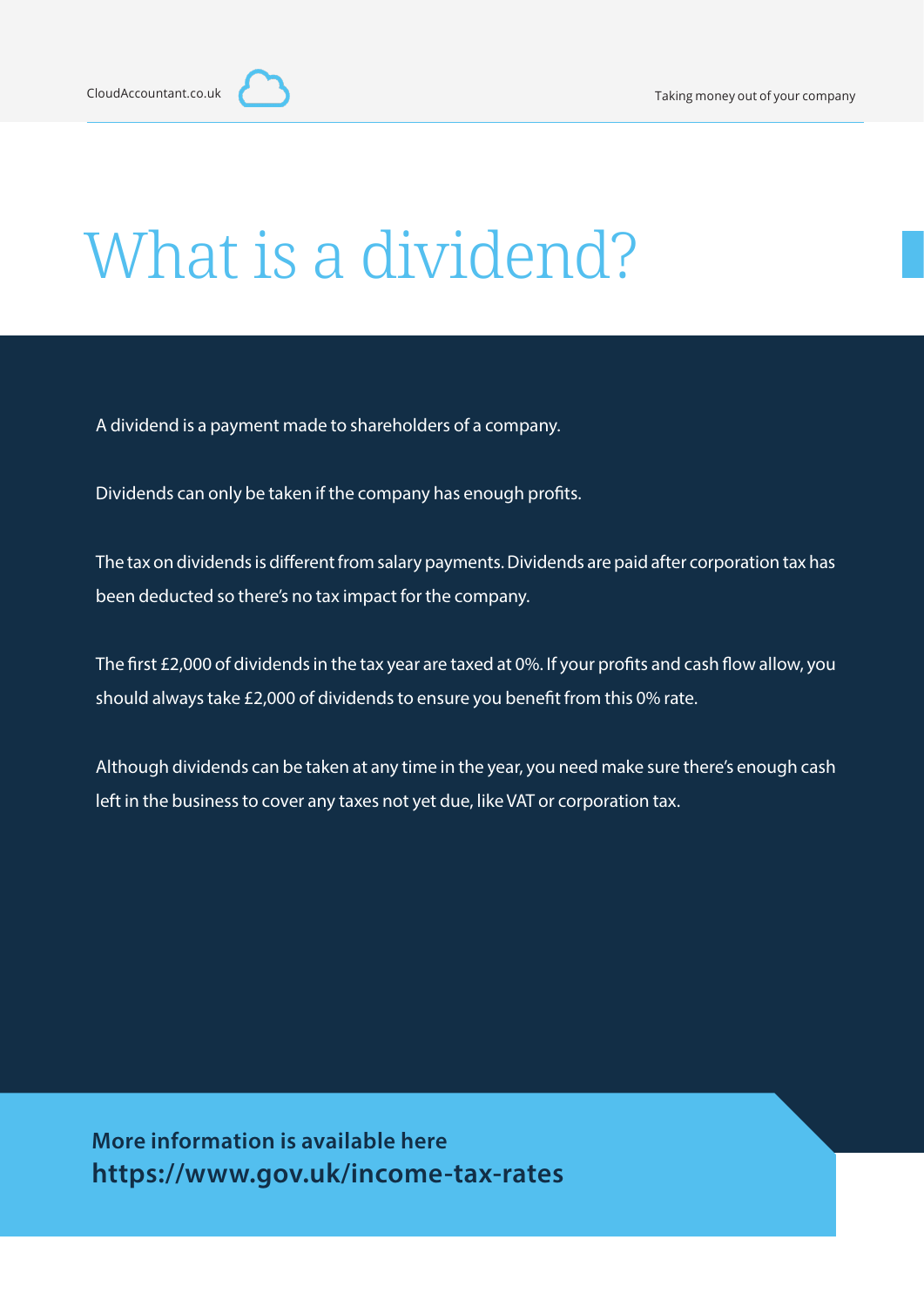# What is a dividend?

A dividend is a payment made to shareholders of a company.

Dividends can only be taken if the company has enough profits.

The tax on dividends is different from salary payments. Dividends are paid after corporation tax has been deducted so there's no tax impact for the company.

The first £2,000 of dividends in the tax year are taxed at 0%. If your profits and cash flow allow, you should always take £2,000 of dividends to ensure you benefit from this 0% rate.

Although dividends can be taken at any time in the year, you need make sure there's enough cash left in the business to cover any taxes not yet due, like VAT or corporation tax.

**More information is available here**
**https://www.gov.uk/income-tax-rates**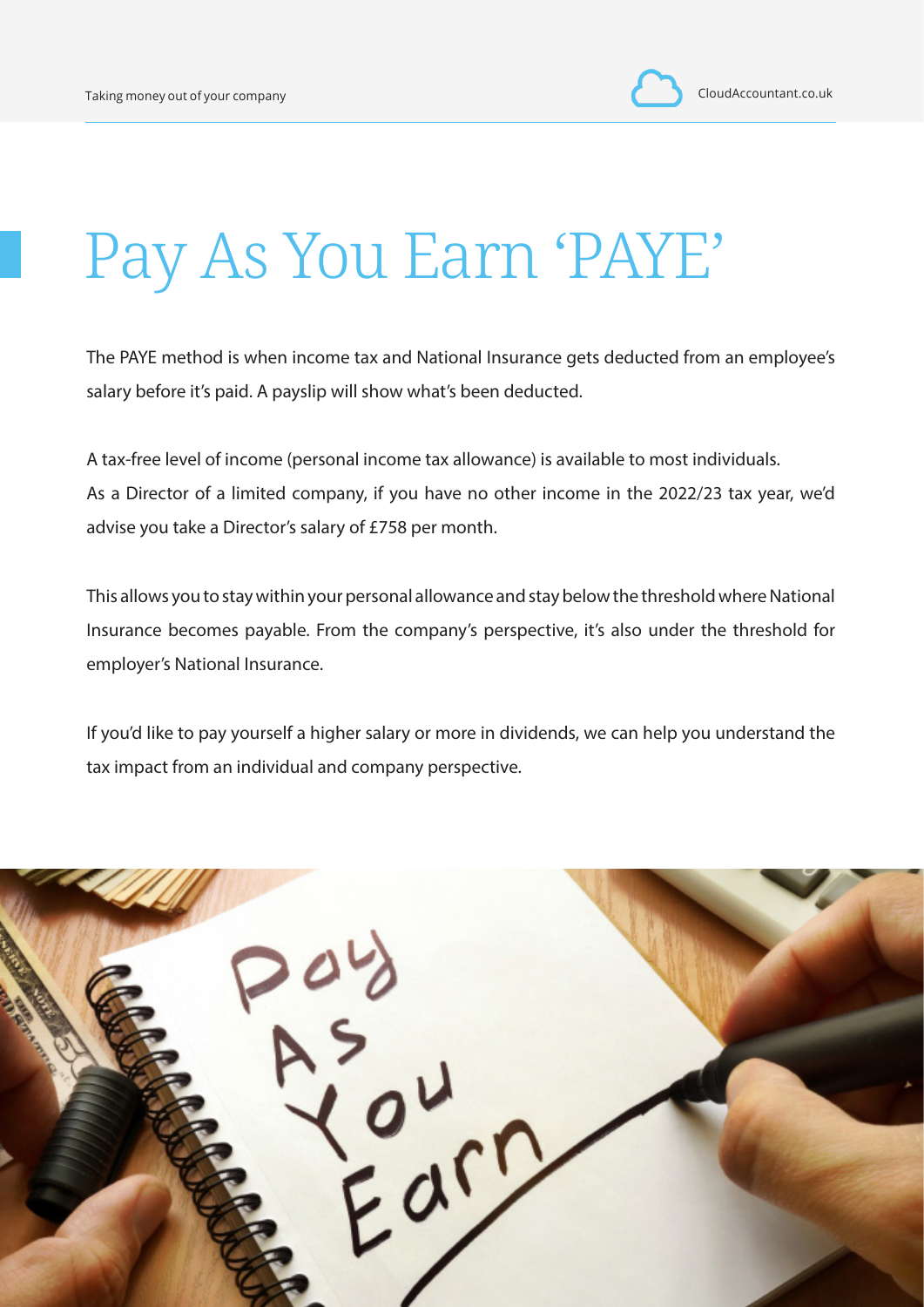# Pay As You Earn 'PAYE'

The PAYE method is when income tax and National Insurance gets deducted from an employee's salary before it's paid. A payslip will show what's been deducted.

A tax-free level of income (personal income tax allowance) is available to most individuals. As a Director of a limited company, if you have no other income in the 2022/23 tax year, we'd advise you take a Director's salary of £758 per month.

This allows you to stay within your personal allowance and stay below the threshold where National Insurance becomes payable. From the company's perspective, it's also under the threshold for employer's National Insurance.

If you'd like to pay yourself a higher salary or more in dividends, we can help you understand the tax impact from an individual and company perspective.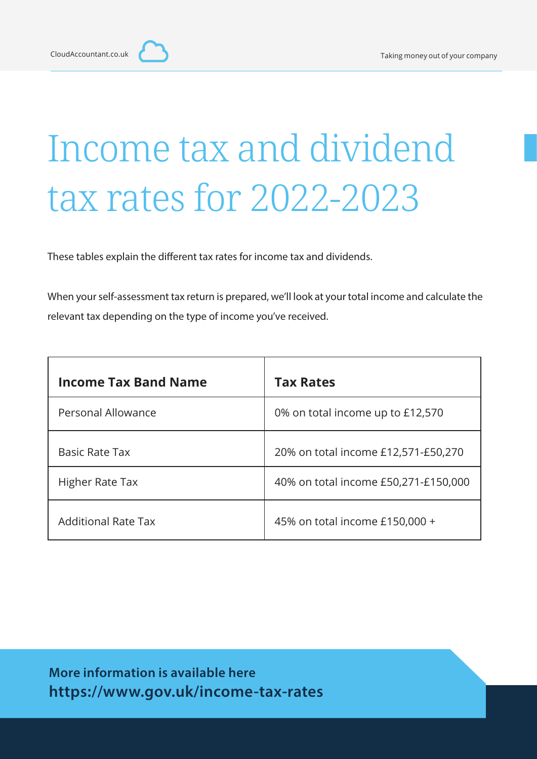# Income tax and dividend tax rates for 2022-2023

These tables explain the different tax rates for income tax and dividends.

When your self-assessment tax return is prepared, we'll look at your total income and calculate the relevant tax depending on the type of income you've received.

| Income Tax Band Name | Tax Rates |
|---|---|
| Personal Allowance | 0% on total income up to £12,570 |
| Basic Rate Tax | 20% on total income £12,571-£50,270 |
| Higher Rate Tax | 40% on total income £50,271-£150,000 |
| Additional Rate Tax | 45% on total income £150,000 + |

**More information is available here**
**https://www.gov.uk/income-tax-rates**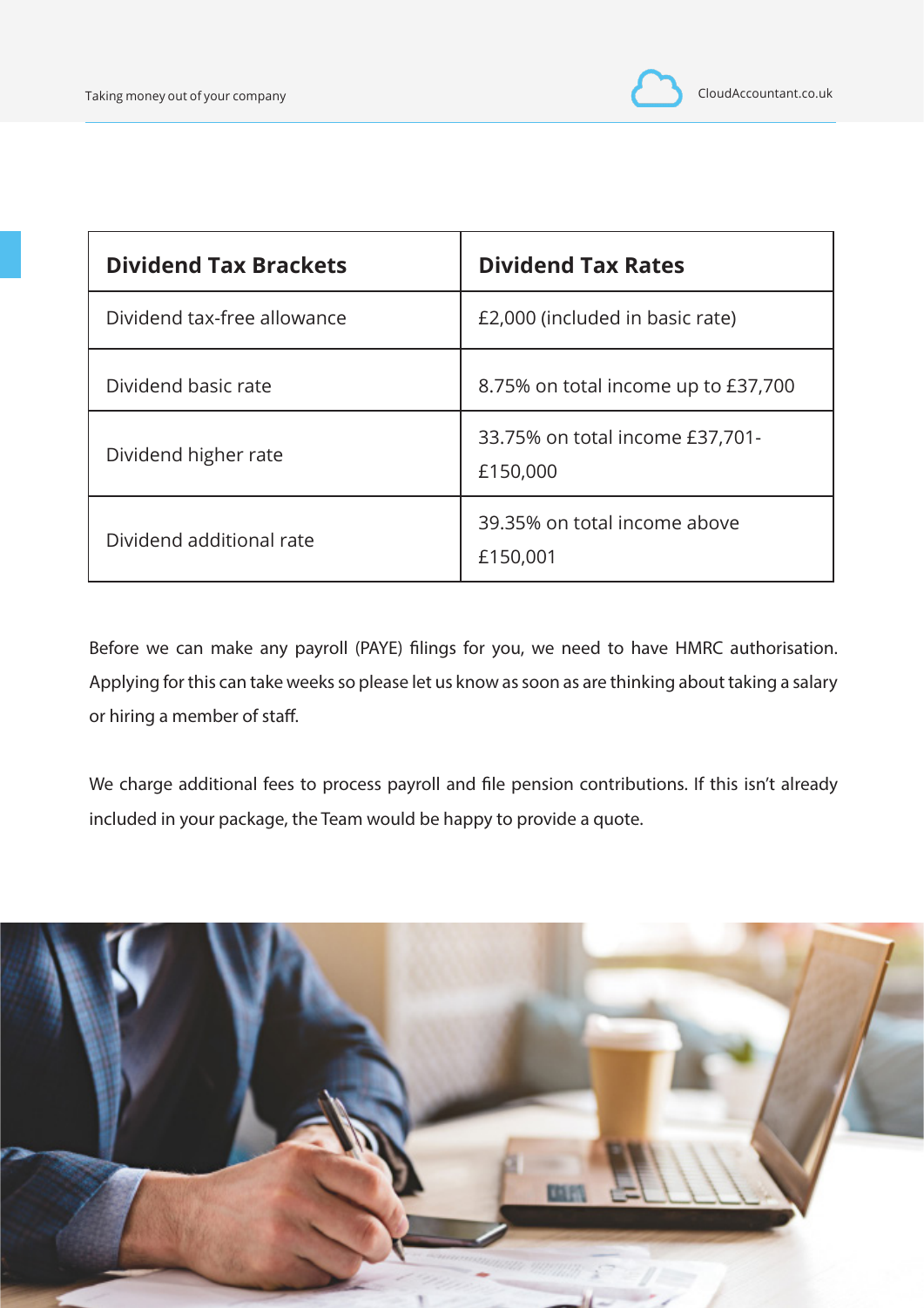| Dividend Tax Brackets | Dividend Tax Rates |
|---|---|
| Dividend tax-free allowance | £2,000 (included in basic rate) |
| Dividend basic rate | 8.75% on total income up to £37,700 |
| Dividend higher rate | 33.75% on total income £37,701-£150,000 |
| Dividend additional rate | 39.35% on total income above £150,001 |

Before we can make any payroll (PAYE) filings for you, we need to have HMRC authorisation. Applying for this can take weeks so please let us know as soon as are thinking about taking a salary or hiring a member of staff.

We charge additional fees to process payroll and file pension contributions. If this isn't already included in your package, the Team would be happy to provide a quote.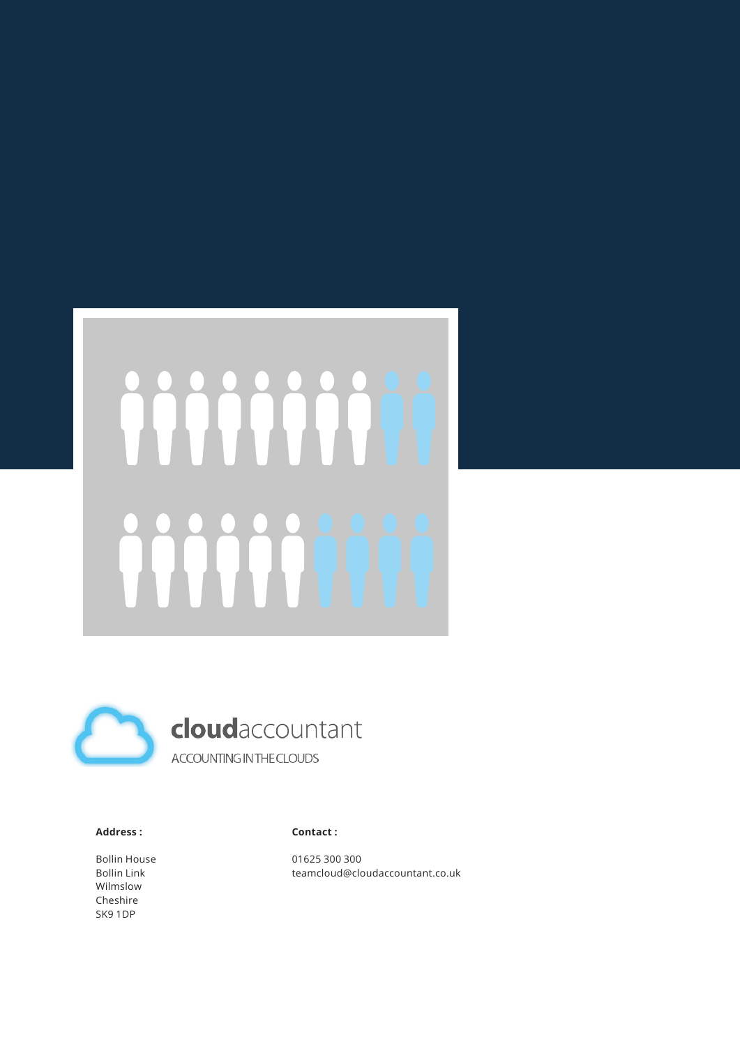**cloud**accountant

ACCOUNTING IN THE CLOUDS

**Address :**

Bollin House
Bollin Link
Wilmslow
Cheshire
SK9 1DP

**Contact :**

01625 300 300
teamcloud@cloudaccountant.co.uk